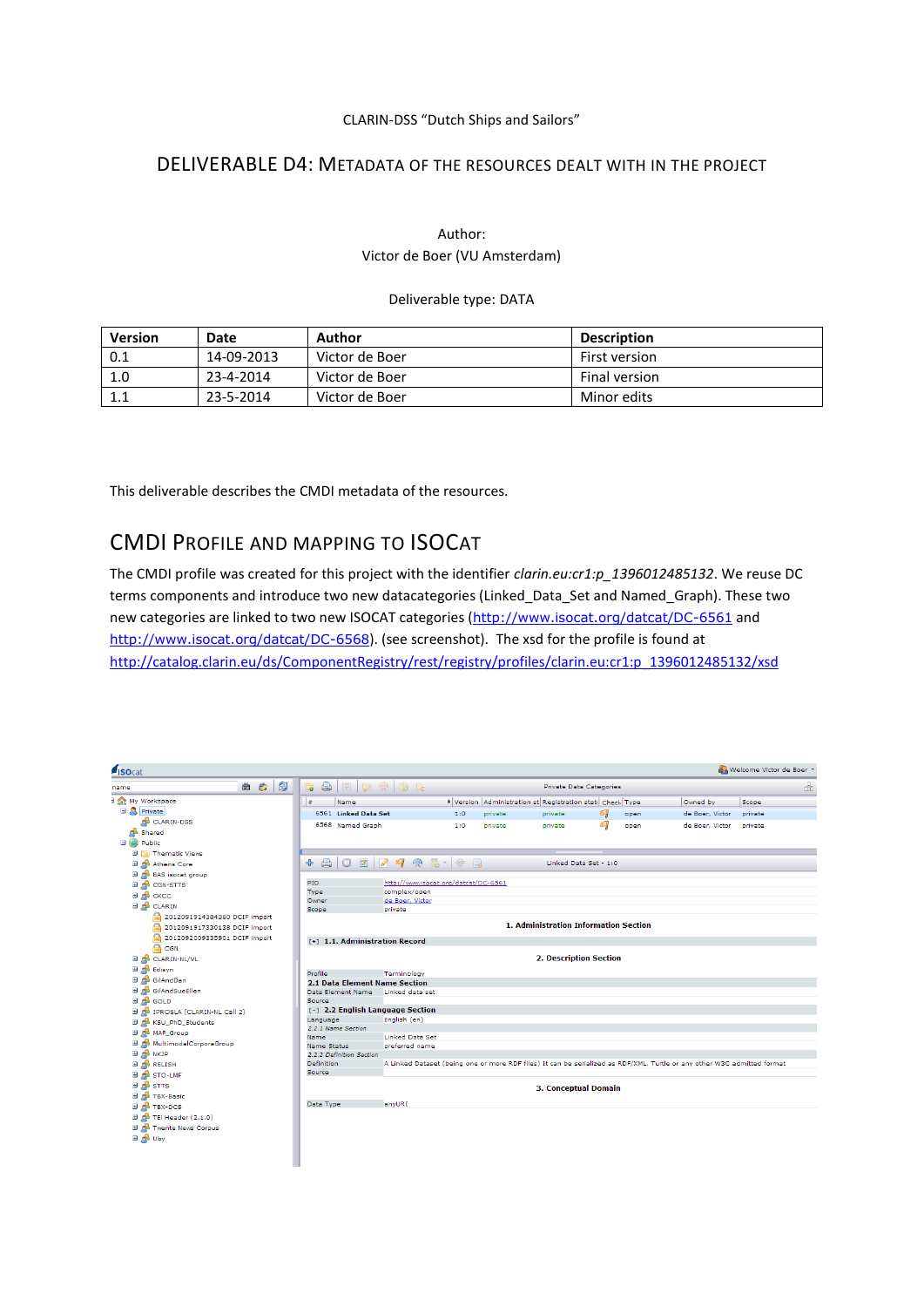CLARIN-DSS "Dutch Ships and Sailors"

# DELIVERABLE D4: METADATA OF THE RESOURCES DEALT WITH IN THE PROJECT

Author:
Victor de Boer (VU Amsterdam)

Deliverable type: DATA

| Version | Date | Author | Description |
|---|---|---|---|
| 0.1 | 14-09-2013 | Victor de Boer | First version |
| 1.0 | 23-4-2014 | Victor de Boer | Final version |
| 1.1 | 23-5-2014 | Victor de Boer | Minor edits |

This deliverable describes the CMDI metadata of the resources.

## CMDI PROFILE AND MAPPING TO ISOCAT

The CMDI profile was created for this project with the identifier *clarin.eu:cr1:p_1396012485132*. We reuse DC terms components and introduce two new datacategories (Linked_Data_Set and Named_Graph). These two new categories are linked to two new ISOCAT categories (http://www.isocat.org/datcat/DC-6561 and http://www.isocat.org/datcat/DC-6568). (see screenshot). The xsd for the profile is found at http://catalog.clarin.eu/ds/ComponentRegistry/rest/registry/profiles/clarin.eu:cr1:p_1396012485132/xsd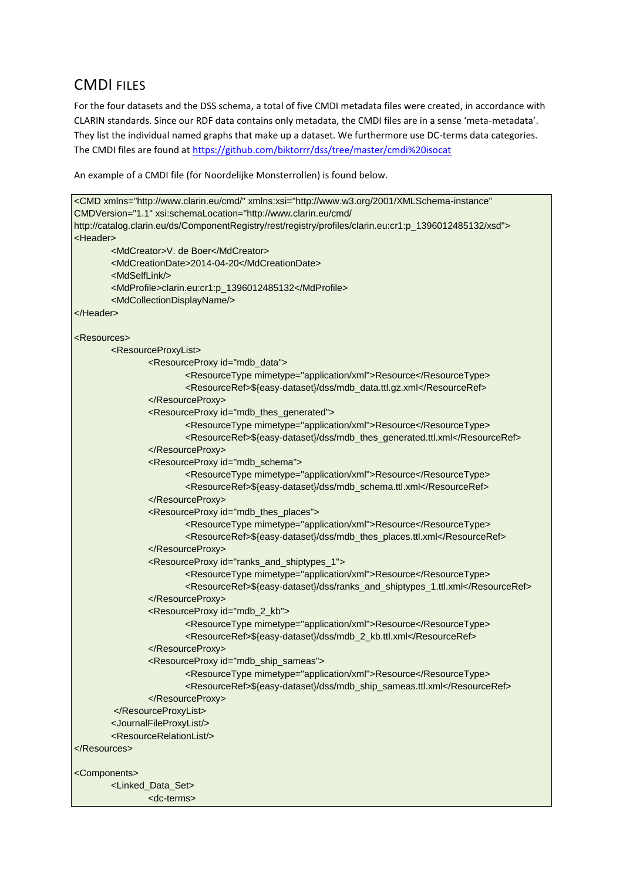## CMDI FILES

For the four datasets and the DSS schema, a total of five CMDI metadata files were created, in accordance with CLARIN standards. Since our RDF data contains only metadata, the CMDI files are in a sense 'meta-metadata'. They list the individual named graphs that make up a dataset. We furthermore use DC-terms data categories. The CMDI files are found at https://github.com/biktorrr/dss/tree/master/cmdi%20isocat

An example of a CMDI file (for Noordelijke Monsterrollen) is found below.

```
<CMD xmlns="http://www.clarin.eu/cmd/" xmlns:xsi="http://www.w3.org/2001/XMLSchema-instance"
CMDVersion="1.1" xsi:schemaLocation="http://www.clarin.eu/cmd/
http://catalog.clarin.eu/ds/ComponentRegistry/rest/registry/profiles/clarin.eu:cr1:p_1396012485132/xsd">
<Header>
        <MdCreator>V. de Boer</MdCreator>
        <MdCreationDate>2014-04-20</MdCreationDate>
        <MdSelfLink/>
        <MdProfile>clarin.eu:cr1:p_1396012485132</MdProfile>
        <MdCollectionDisplayName/>
</Header>

<Resources>
        <ResourceProxyList>
                <ResourceProxy id="mdb_data">
                        <ResourceType mimetype="application/xml">Resource</ResourceType>
                        <ResourceRef>${easy-dataset}/dss/mdb_data.ttl.gz.xml</ResourceRef>
                </ResourceProxy>
                <ResourceProxy id="mdb_thes_generated">
                        <ResourceType mimetype="application/xml">Resource</ResourceType>
                        <ResourceRef>${easy-dataset}/dss/mdb_thes_generated.ttl.xml</ResourceRef>
                </ResourceProxy>
                <ResourceProxy id="mdb_schema">
                        <ResourceType mimetype="application/xml">Resource</ResourceType>
                        <ResourceRef>${easy-dataset}/dss/mdb_schema.ttl.xml</ResourceRef>
                </ResourceProxy>
                <ResourceProxy id="mdb_thes_places">
                        <ResourceType mimetype="application/xml">Resource</ResourceType>
                        <ResourceRef>${easy-dataset}/dss/mdb_thes_places.ttl.xml</ResourceRef>
                </ResourceProxy>
                <ResourceProxy id="ranks_and_shiptypes_1">
                        <ResourceType mimetype="application/xml">Resource</ResourceType>
                        <ResourceRef>${easy-dataset}/dss/ranks_and_shiptypes_1.ttl.xml</ResourceRef>
                </ResourceProxy>
                <ResourceProxy id="mdb_2_kb">
                        <ResourceType mimetype="application/xml">Resource</ResourceType>
                        <ResourceRef>${easy-dataset}/dss/mdb_2_kb.ttl.xml</ResourceRef>
                </ResourceProxy>
                <ResourceProxy id="mdb_ship_sameas">
                        <ResourceType mimetype="application/xml">Resource</ResourceType>
                        <ResourceRef>${easy-dataset}/dss/mdb_ship_sameas.ttl.xml</ResourceRef>
                </ResourceProxy>
         </ResourceProxyList>
        <JournalFileProxyList/>
        <ResourceRelationList/>
</Resources>

<Components>
        <Linked_Data_Set>
                <dc-terms>
```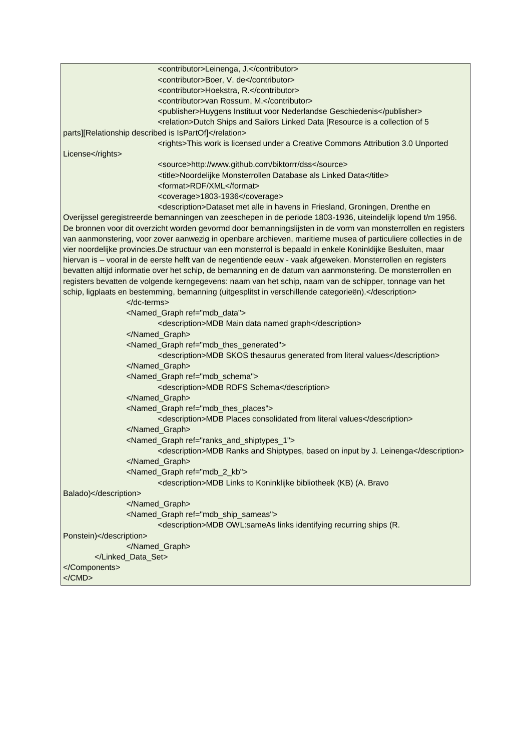```xml
				<contributor>Leinenga, J.</contributor>
				<contributor>Boer, V. de</contributor>
				<contributor>Hoekstra, R.</contributor>
				<contributor>van Rossum, M.</contributor>
				<publisher>Huygens Instituut voor Nederlandse Geschiedenis</publisher>
				<relation>Dutch Ships and Sailors Linked Data [Resource is a collection of 5 parts][Relationship described is IsPartOf]</relation>
				<rights>This work is licensed under a Creative Commons Attribution 3.0 Unported License</rights>
				<source>http://www.github.com/biktorrr/dss</source>
				<title>Noordelijke Monsterrollen Database als Linked Data</title>
				<format>RDF/XML</format>
				<coverage>1803-1936</coverage>
				<description>Dataset met alle in havens in Friesland, Groningen, Drenthe en Overijssel geregistreerde bemanningen van zeeschepen in de periode 1803-1936, uiteindelijk lopend t/m 1956. De bronnen voor dit overzicht worden gevormd door bemanningslijsten in de vorm van monsterrollen en registers van aanmonstering, voor zover aanwezig in openbare archieven, maritieme musea of particuliere collecties in de vier noordelijke provincies.De structuur van een monsterrol is bepaald in enkele Koninklijke Besluiten, maar hiervan is – vooral in de eerste helft van de negentiende eeuw - vaak afgeweken. Monsterrollen en registers bevatten altijd informatie over het schip, de bemanning en de datum van aanmonstering. De monsterrollen en registers bevatten de volgende kerngegevens: naam van het schip, naam van de schipper, tonnage van het schip, ligplaats en bestemming, bemanning (uitgesplitst in verschillende categorieën).</description>
			</dc-terms>
			<Named_Graph ref="mdb_data">
				<description>MDB Main data named graph</description>
			</Named_Graph>
			<Named_Graph ref="mdb_thes_generated">
				<description>MDB SKOS thesaurus generated from literal values</description>
			</Named_Graph>
			<Named_Graph ref="mdb_schema">
				<description>MDB RDFS Schema</description>
			</Named_Graph>
			<Named_Graph ref="mdb_thes_places">
				<description>MDB Places consolidated from literal values</description>
			</Named_Graph>
			<Named_Graph ref="ranks_and_shiptypes_1">
				<description>MDB Ranks and Shiptypes, based on input by J. Leinenga</description>
			</Named_Graph>
			<Named_Graph ref="mdb_2_kb">
				<description>MDB Links to Koninklijke bibliotheek (KB) (A. Bravo Balado)</description>
			</Named_Graph>
			<Named_Graph ref="mdb_ship_sameas">
				<description>MDB OWL:sameAs links identifying recurring ships (R. Ponstein)</description>
			</Named_Graph>
		</Linked_Data_Set>
</Components>
</CMD>
```